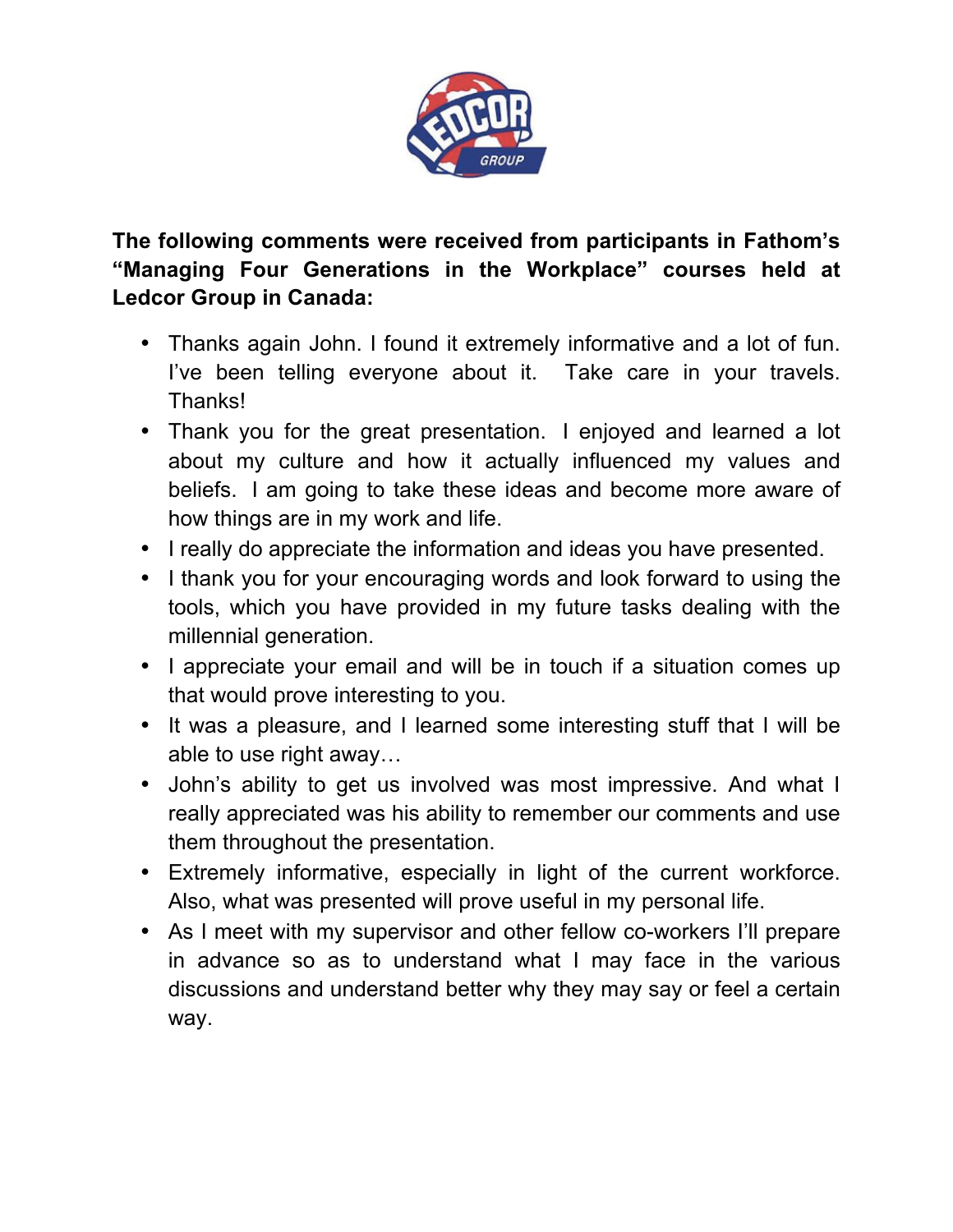**The following comments were received from participants in Fathom's "Managing Four Generations in the Workplace" courses held at Ledcor Group in Canada:**

- Thanks again John. I found it extremely informative and a lot of fun. I've been telling everyone about it. Take care in your travels. Thanks!
- Thank you for the great presentation. I enjoyed and learned a lot about my culture and how it actually influenced my values and beliefs. I am going to take these ideas and become more aware of how things are in my work and life.
- I really do appreciate the information and ideas you have presented.
- I thank you for your encouraging words and look forward to using the tools, which you have provided in my future tasks dealing with the millennial generation.
- I appreciate your email and will be in touch if a situation comes up that would prove interesting to you.
- It was a pleasure, and I learned some interesting stuff that I will be able to use right away…
- John's ability to get us involved was most impressive. And what I really appreciated was his ability to remember our comments and use them throughout the presentation.
- Extremely informative, especially in light of the current workforce. Also, what was presented will prove useful in my personal life.
- As I meet with my supervisor and other fellow co-workers I'll prepare in advance so as to understand what I may face in the various discussions and understand better why they may say or feel a certain way.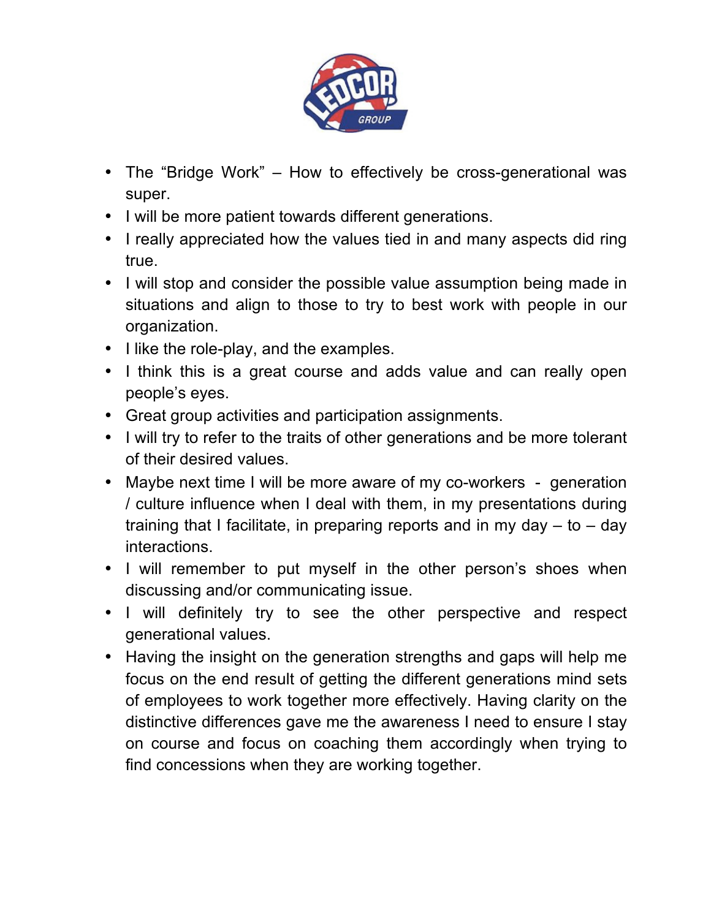- The "Bridge Work" – How to effectively be cross-generational was super.
- I will be more patient towards different generations.
- I really appreciated how the values tied in and many aspects did ring true.
- I will stop and consider the possible value assumption being made in situations and align to those to try to best work with people in our organization.
- I like the role-play, and the examples.
- I think this is a great course and adds value and can really open people's eyes.
- Great group activities and participation assignments.
- I will try to refer to the traits of other generations and be more tolerant of their desired values.
- Maybe next time I will be more aware of my co-workers - generation / culture influence when I deal with them, in my presentations during training that I facilitate, in preparing reports and in my day – to – day interactions.
- I will remember to put myself in the other person's shoes when discussing and/or communicating issue.
- I will definitely try to see the other perspective and respect generational values.
- Having the insight on the generation strengths and gaps will help me focus on the end result of getting the different generations mind sets of employees to work together more effectively. Having clarity on the distinctive differences gave me the awareness I need to ensure I stay on course and focus on coaching them accordingly when trying to find concessions when they are working together.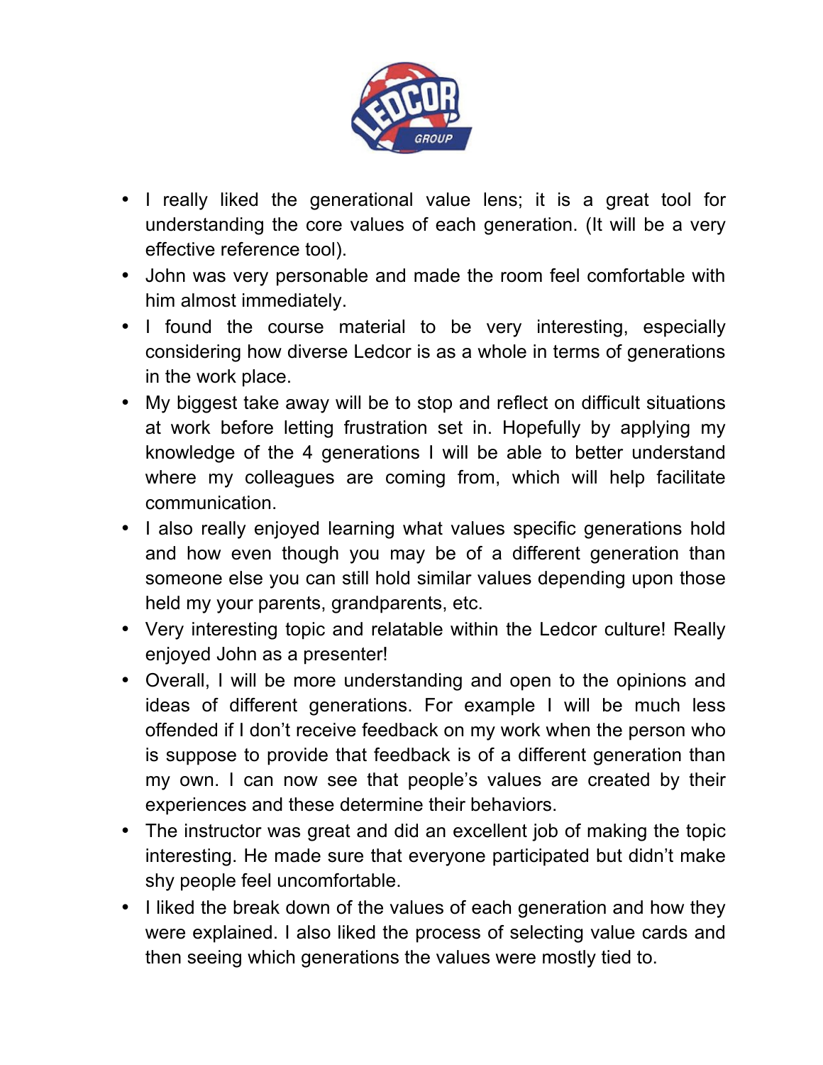- I really liked the generational value lens; it is a great tool for understanding the core values of each generation. (It will be a very effective reference tool).
- John was very personable and made the room feel comfortable with him almost immediately.
- I found the course material to be very interesting, especially considering how diverse Ledcor is as a whole in terms of generations in the work place.
- My biggest take away will be to stop and reflect on difficult situations at work before letting frustration set in. Hopefully by applying my knowledge of the 4 generations I will be able to better understand where my colleagues are coming from, which will help facilitate communication.
- I also really enjoyed learning what values specific generations hold and how even though you may be of a different generation than someone else you can still hold similar values depending upon those held my your parents, grandparents, etc.
- Very interesting topic and relatable within the Ledcor culture! Really enjoyed John as a presenter!
- Overall, I will be more understanding and open to the opinions and ideas of different generations. For example I will be much less offended if I don't receive feedback on my work when the person who is suppose to provide that feedback is of a different generation than my own. I can now see that people's values are created by their experiences and these determine their behaviors.
- The instructor was great and did an excellent job of making the topic interesting. He made sure that everyone participated but didn't make shy people feel uncomfortable.
- I liked the break down of the values of each generation and how they were explained. I also liked the process of selecting value cards and then seeing which generations the values were mostly tied to.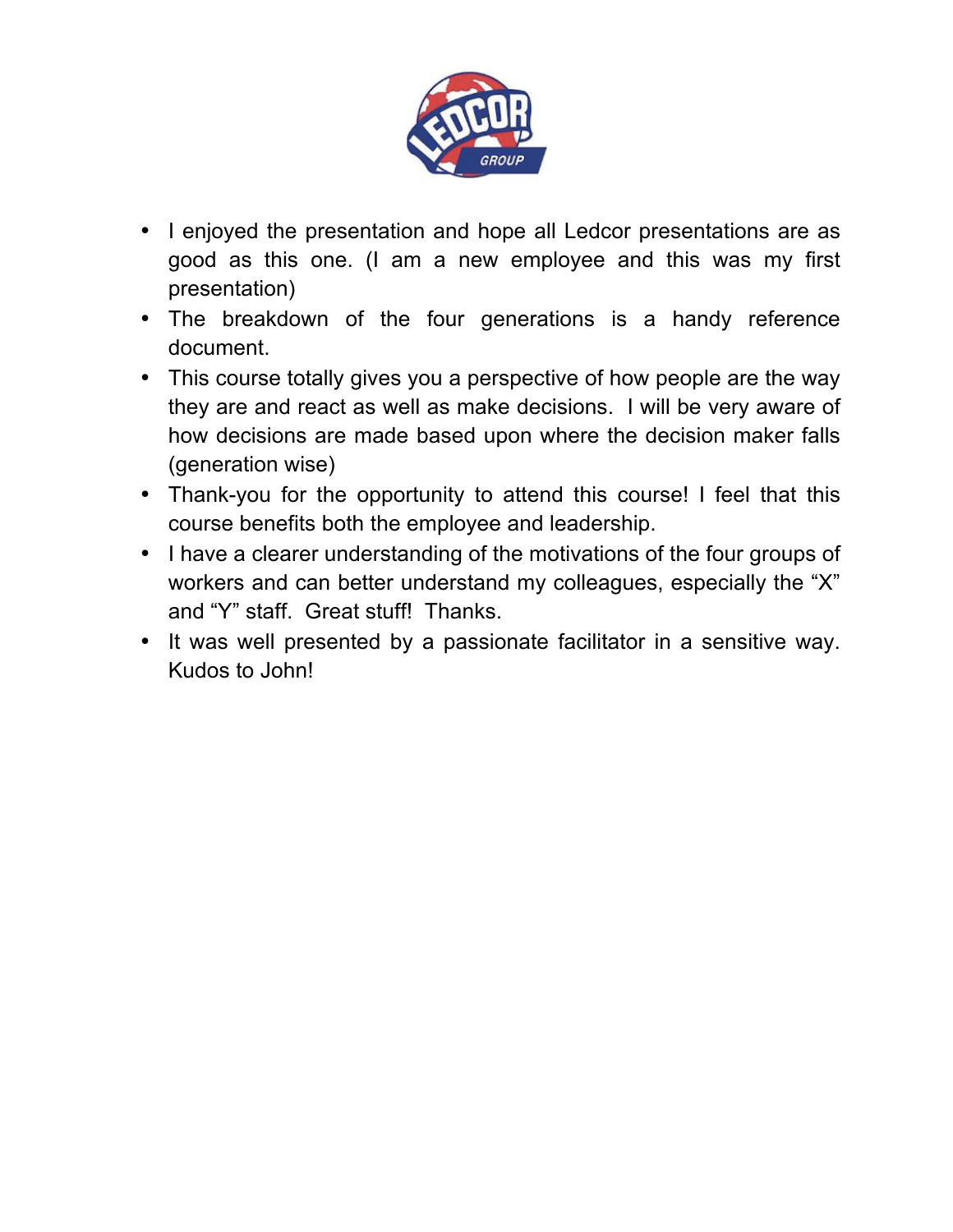- I enjoyed the presentation and hope all Ledcor presentations are as good as this one. (I am a new employee and this was my first presentation)
- The breakdown of the four generations is a handy reference document.
- This course totally gives you a perspective of how people are the way they are and react as well as make decisions. I will be very aware of how decisions are made based upon where the decision maker falls (generation wise)
- Thank-you for the opportunity to attend this course! I feel that this course benefits both the employee and leadership.
- I have a clearer understanding of the motivations of the four groups of workers and can better understand my colleagues, especially the “X” and “Y” staff. Great stuff! Thanks.
- It was well presented by a passionate facilitator in a sensitive way. Kudos to John!